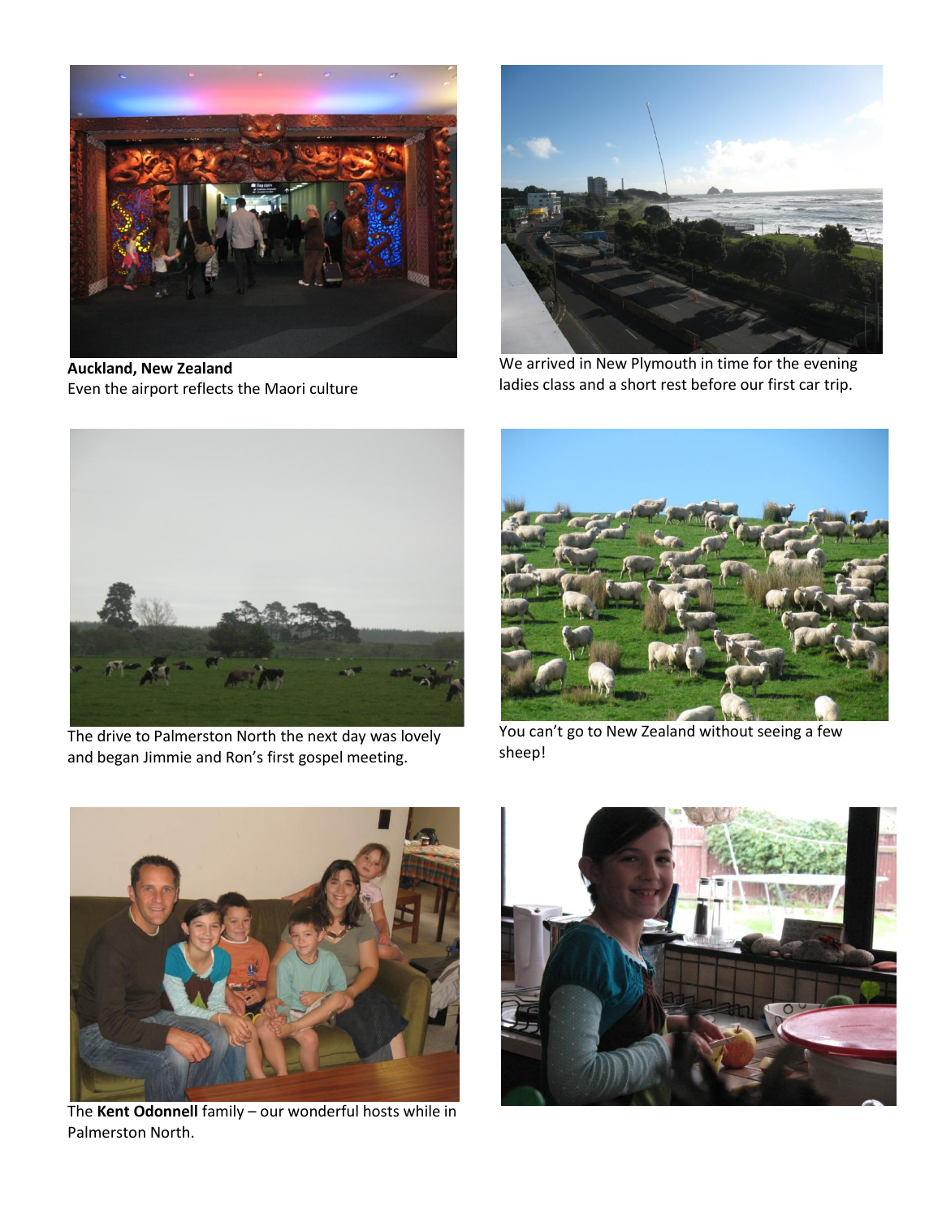**Auckland, New Zealand**
Even the airport reflects the Maori culture

We arrived in New Plymouth in time for the evening ladies class and a short rest before our first car trip.

The drive to Palmerston North the next day was lovely and began Jimmie and Ron's first gospel meeting.

You can't go to New Zealand without seeing a few sheep!

The **Kent Odonnell** family – our wonderful hosts while in Palmerston North.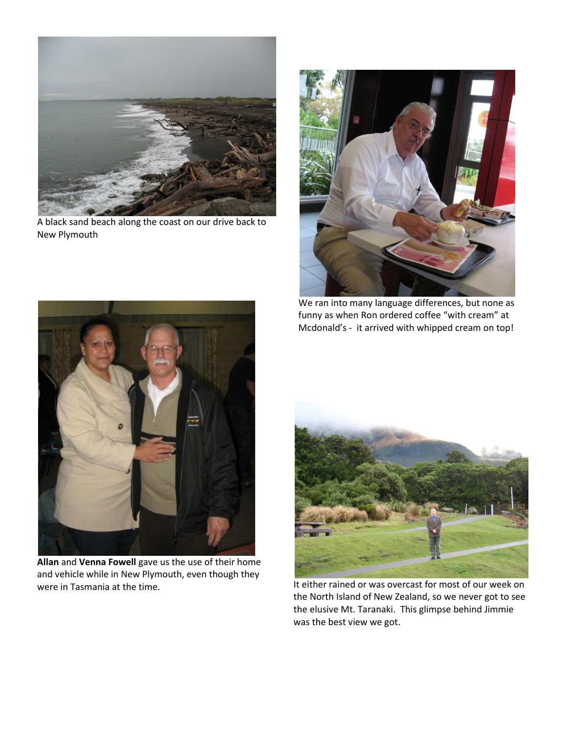A black sand beach along the coast on our drive back to New Plymouth

We ran into many language differences, but none as funny as when Ron ordered coffee "with cream" at Mcdonald's - it arrived with whipped cream on top!

**Allan** and **Venna Fowell** gave us the use of their home and vehicle while in New Plymouth, even though they were in Tasmania at the time.

It either rained or was overcast for most of our week on the North Island of New Zealand, so we never got to see the elusive Mt. Taranaki. This glimpse behind Jimmie was the best view we got.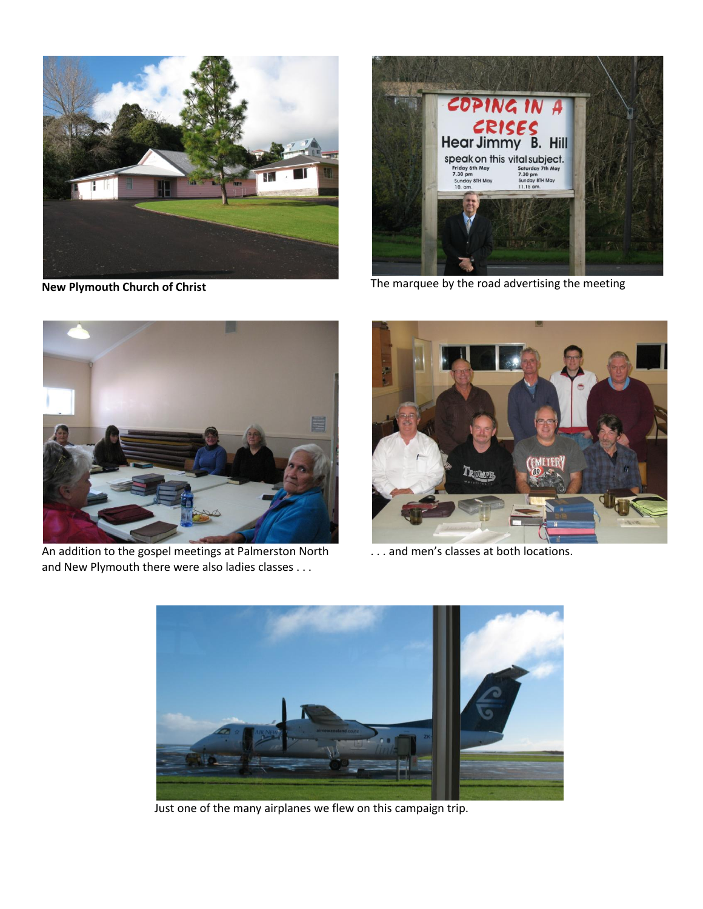**New Plymouth Church of Christ**

The marquee by the road advertising the meeting

An addition to the gospel meetings at Palmerston North and New Plymouth there were also ladies classes . . .

. . . and men's classes at both locations.

Just one of the many airplanes we flew on this campaign trip.